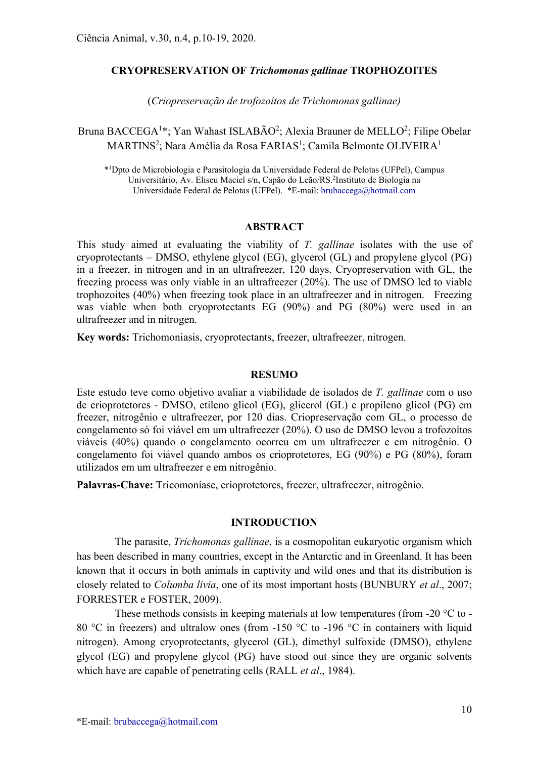# CRYOPRESERVATION OF *Trichomonas gallinae* TROPHOZOITES

(*Criopreservação de trofozoítos de Trichomonas gallinae)*

Bruna BACCEGA[1]*; Yan Wahast ISLABÃO[2]; Alexia Brauner de MELLO[2]; Filipe Obelar MARTINS[2]; Nara Amélia da Rosa FARIAS[1]; Camila Belmonte OLIVEIRA[1]

*[1]Dpto de Microbiologia e Parasitologia da Universidade Federal de Pelotas (UFPel), Campus Universitário, Av. Eliseu Maciel s/n, Capão do Leão/RS.[2]Instituto de Biologia na Universidade Federal de Pelotas (UFPel). *E-mail: brubaccega@hotmail.com

## ABSTRACT

This study aimed at evaluating the viability of *T. gallinae* isolates with the use of cryoprotectants – DMSO, ethylene glycol (EG), glycerol (GL) and propylene glycol (PG) in a freezer, in nitrogen and in an ultrafreezer, 120 days. Cryopreservation with GL, the freezing process was only viable in an ultrafreezer (20%). The use of DMSO led to viable trophozoites (40%) when freezing took place in an ultrafreezer and in nitrogen. Freezing was viable when both cryoprotectants EG (90%) and PG (80%) were used in an ultrafreezer and in nitrogen.

**Key words:** Trichomoniasis, cryoprotectants, freezer, ultrafreezer, nitrogen.

## RESUMO

Este estudo teve como objetivo avaliar a viabilidade de isolados de *T. gallinae* com o uso de crioprotetores - DMSO, etileno glicol (EG), glicerol (GL) e propileno glicol (PG) em freezer, nitrogênio e ultrafreezer, por 120 dias. Criopreservação com GL, o processo de congelamento só foi viável em um ultrafreezer (20%). O uso de DMSO levou a trofozoítos viáveis (40%) quando o congelamento ocorreu em um ultrafreezer e em nitrogênio. O congelamento foi viável quando ambos os crioprotetores, EG (90%) e PG (80%), foram utilizados em um ultrafreezer e em nitrogênio.

**Palavras-Chave:** Tricomoníase, crioprotetores, freezer, ultrafreezer, nitrogênio.

## INTRODUCTION

The parasite, *Trichomonas gallinae*, is a cosmopolitan eukaryotic organism which has been described in many countries, except in the Antarctic and in Greenland. It has been known that it occurs in both animals in captivity and wild ones and that its distribution is closely related to *Columba livia*, one of its most important hosts (BUNBURY *et al*., 2007; FORRESTER e FOSTER, 2009).

These methods consists in keeping materials at low temperatures (from -20 °C to -80 °C in freezers) and ultralow ones (from -150 °C to -196 °C in containers with liquid nitrogen). Among cryoprotectants, glycerol (GL), dimethyl sulfoxide (DMSO), ethylene glycol (EG) and propylene glycol (PG) have stood out since they are organic solvents which have are capable of penetrating cells (RALL *et al*., 1984).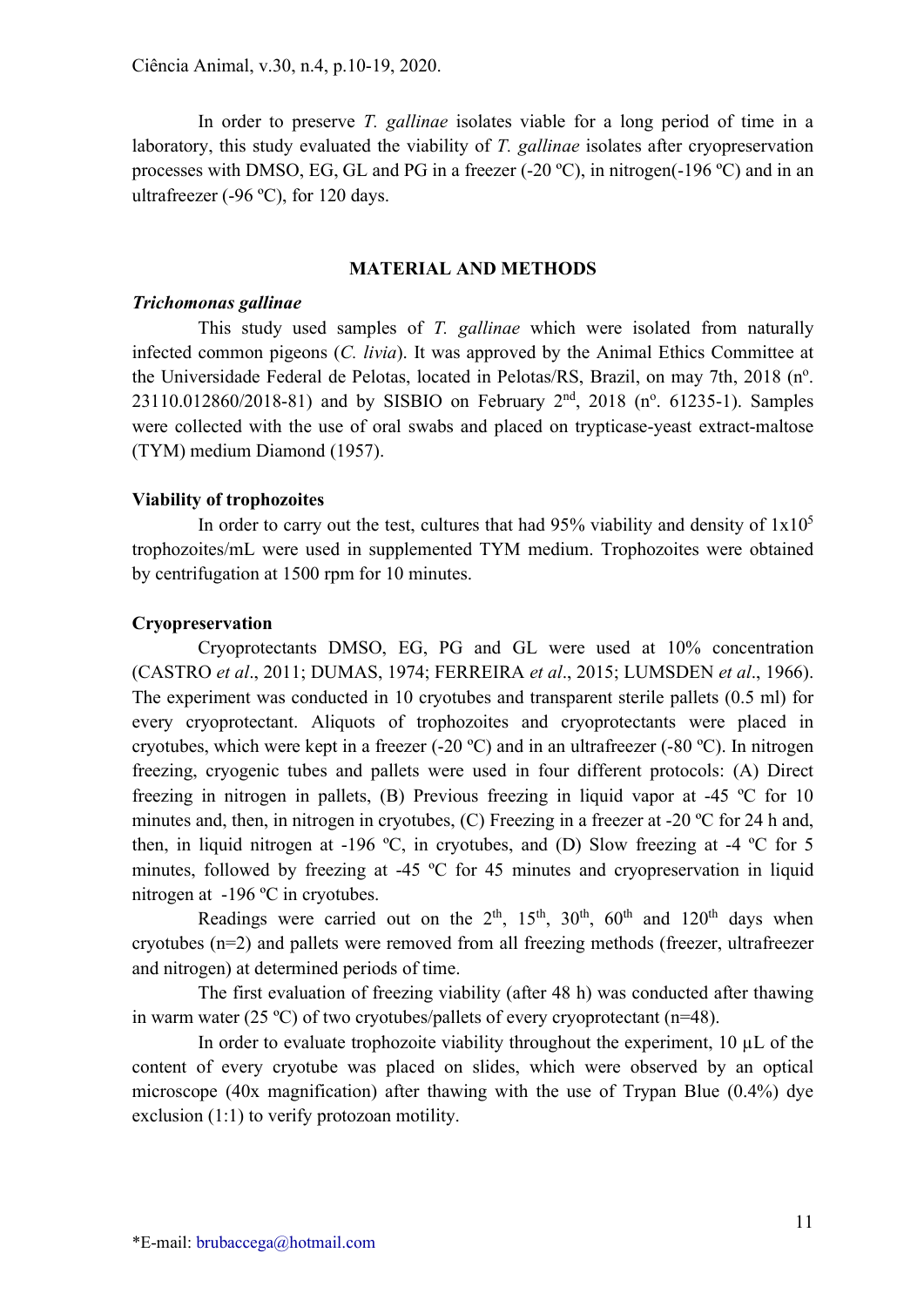In order to preserve *T. gallinae* isolates viable for a long period of time in a laboratory, this study evaluated the viability of *T. gallinae* isolates after cryopreservation processes with DMSO, EG, GL and PG in a freezer (-20 ºC), in nitrogen(-196 ºC) and in an ultrafreezer (-96 ºC), for 120 days.

## MATERIAL AND METHODS

### *Trichomonas gallinae*

This study used samples of *T. gallinae* which were isolated from naturally infected common pigeons (*C. livia*). It was approved by the Animal Ethics Committee at the Universidade Federal de Pelotas, located in Pelotas/RS, Brazil, on may 7th, 2018 (nº. 23110.012860/2018-81) and by SISBIO on February 2nd, 2018 (nº. 61235-1). Samples were collected with the use of oral swabs and placed on trypticase-yeast extract-maltose (TYM) medium Diamond (1957).

### Viability of trophozoites

In order to carry out the test, cultures that had 95% viability and density of $1x10^5$ trophozoites/mL were used in supplemented TYM medium. Trophozoites were obtained by centrifugation at 1500 rpm for 10 minutes.

### Cryopreservation

Cryoprotectants DMSO, EG, PG and GL were used at 10% concentration (CASTRO *et al*., 2011; DUMAS, 1974; FERREIRA *et al*., 2015; LUMSDEN *et al*., 1966). The experiment was conducted in 10 cryotubes and transparent sterile pallets (0.5 ml) for every cryoprotectant. Aliquots of trophozoites and cryoprotectants were placed in cryotubes, which were kept in a freezer (-20 ºC) and in an ultrafreezer (-80 ºC). In nitrogen freezing, cryogenic tubes and pallets were used in four different protocols: (A) Direct freezing in nitrogen in pallets, (B) Previous freezing in liquid vapor at -45 ºC for 10 minutes and, then, in nitrogen in cryotubes, (C) Freezing in a freezer at -20 ºC for 24 h and, then, in liquid nitrogen at -196 ºC, in cryotubes, and (D) Slow freezing at -4 ºC for 5 minutes, followed by freezing at -45 ºC for 45 minutes and cryopreservation in liquid nitrogen at -196 ºC in cryotubes.

Readings were carried out on the 2th, 15th, 30th, 60th and 120th days when cryotubes (n=2) and pallets were removed from all freezing methods (freezer, ultrafreezer and nitrogen) at determined periods of time.

The first evaluation of freezing viability (after 48 h) was conducted after thawing in warm water (25 ºC) of two cryotubes/pallets of every cryoprotectant (n=48).

In order to evaluate trophozoite viability throughout the experiment, 10 µL of the content of every cryotube was placed on slides, which were observed by an optical microscope (40x magnification) after thawing with the use of Trypan Blue (0.4%) dye exclusion (1:1) to verify protozoan motility.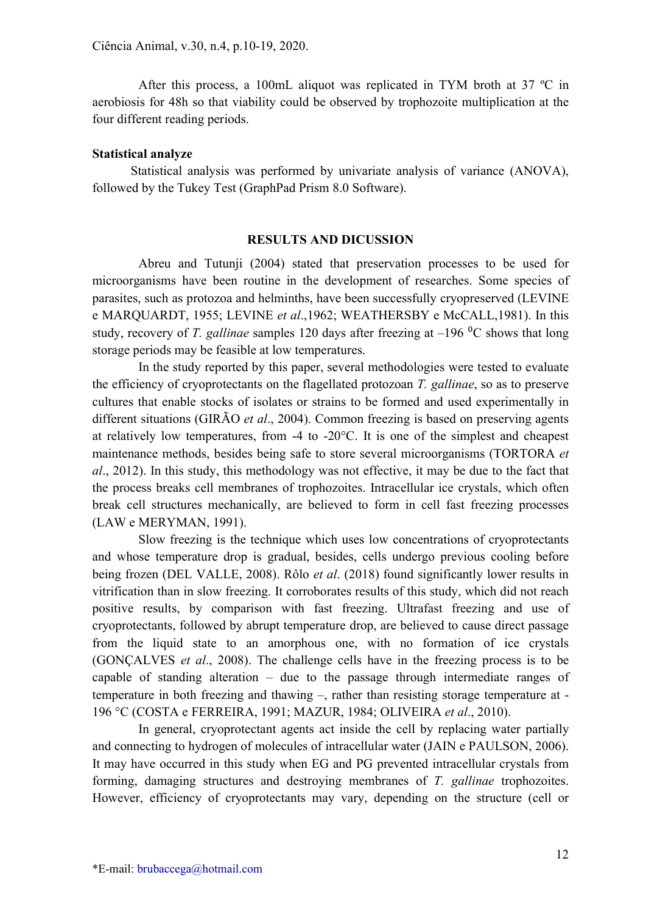After this process, a 100mL aliquot was replicated in TYM broth at 37 ºC in aerobiosis for 48h so that viability could be observed by trophozoite multiplication at the four different reading periods.

**Statistical analyze**

Statistical analysis was performed by univariate analysis of variance (ANOVA), followed by the Tukey Test (GraphPad Prism 8.0 Software).

## RESULTS AND DICUSSION

Abreu and Tutunji (2004) stated that preservation processes to be used for microorganisms have been routine in the development of researches. Some species of parasites, such as protozoa and helminths, have been successfully cryopreserved (LEVINE e MARQUARDT, 1955; LEVINE *et al*.,1962; WEATHERSBY e McCALL,1981). In this study, recovery of *T. gallinae* samples 120 days after freezing at –196 $^0$C shows that long storage periods may be feasible at low temperatures.

In the study reported by this paper, several methodologies were tested to evaluate the efficiency of cryoprotectants on the flagellated protozoan *T. gallinae*, so as to preserve cultures that enable stocks of isolates or strains to be formed and used experimentally in different situations (GIRÃO *et al*., 2004). Common freezing is based on preserving agents at relatively low temperatures, from -4 to -20°C. It is one of the simplest and cheapest maintenance methods, besides being safe to store several microorganisms (TORTORA *et al*., 2012). In this study, this methodology was not effective, it may be due to the fact that the process breaks cell membranes of trophozoites. Intracellular ice crystals, which often break cell structures mechanically, are believed to form in cell fast freezing processes (LAW e MERYMAN, 1991).

Slow freezing is the technique which uses low concentrations of cryoprotectants and whose temperature drop is gradual, besides, cells undergo previous cooling before being frozen (DEL VALLE, 2008). Rôlo *et al*. (2018) found significantly lower results in vitrification than in slow freezing. It corroborates results of this study, which did not reach positive results, by comparison with fast freezing. Ultrafast freezing and use of cryoprotectants, followed by abrupt temperature drop, are believed to cause direct passage from the liquid state to an amorphous one, with no formation of ice crystals (GONÇALVES *et al*., 2008). The challenge cells have in the freezing process is to be capable of standing alteration – due to the passage through intermediate ranges of temperature in both freezing and thawing –, rather than resisting storage temperature at -196 °C (COSTA e FERREIRA, 1991; MAZUR, 1984; OLIVEIRA *et al*., 2010).

In general, cryoprotectant agents act inside the cell by replacing water partially and connecting to hydrogen of molecules of intracellular water (JAIN e PAULSON, 2006). It may have occurred in this study when EG and PG prevented intracellular crystals from forming, damaging structures and destroying membranes of *T. gallinae* trophozoites. However, efficiency of cryoprotectants may vary, depending on the structure (cell or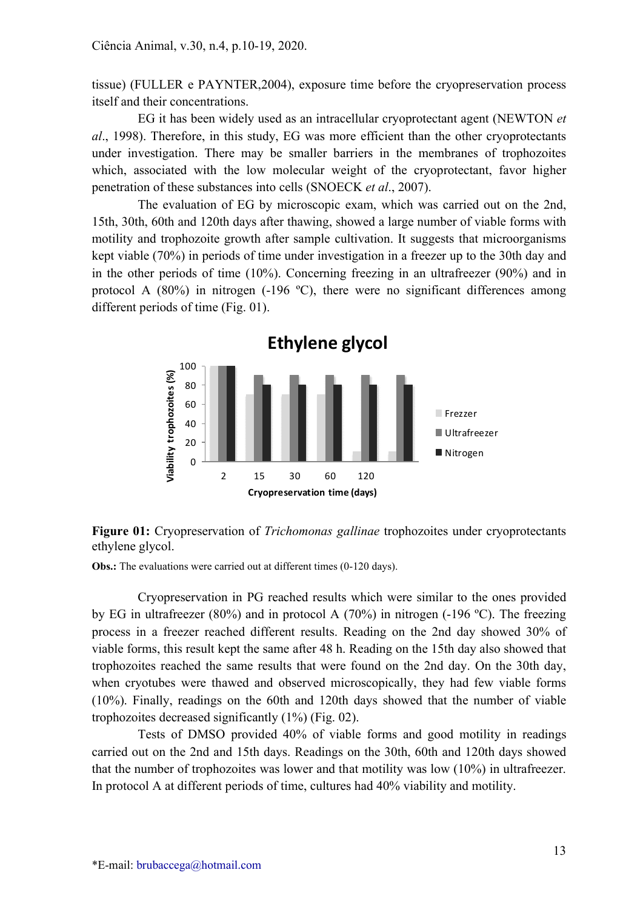tissue) (FULLER e PAYNTER,2004), exposure time before the cryopreservation process itself and their concentrations.

EG it has been widely used as an intracellular cryoprotectant agent (NEWTON *et al*., 1998). Therefore, in this study, EG was more efficient than the other cryoprotectants under investigation. There may be smaller barriers in the membranes of trophozoites which, associated with the low molecular weight of the cryoprotectant, favor higher penetration of these substances into cells (SNOECK *et al*., 2007).

The evaluation of EG by microscopic exam, which was carried out on the 2nd, 15th, 30th, 60th and 120th days after thawing, showed a large number of viable forms with motility and trophozoite growth after sample cultivation. It suggests that microorganisms kept viable (70%) in periods of time under investigation in a freezer up to the 30th day and in the other periods of time (10%). Concerning freezing in an ultrafreezer (90%) and in protocol A (80%) in nitrogen (-196 ºC), there were no significant differences among different periods of time (Fig. 01).

**Figure 01:** Cryopreservation of *Trichomonas gallinae* trophozoites under cryoprotectants ethylene glycol.

**Obs.:** The evaluations were carried out at different times (0-120 days).

Cryopreservation in PG reached results which were similar to the ones provided by EG in ultrafreezer (80%) and in protocol A (70%) in nitrogen (-196 ºC). The freezing process in a freezer reached different results. Reading on the 2nd day showed 30% of viable forms, this result kept the same after 48 h. Reading on the 15th day also showed that trophozoites reached the same results that were found on the 2nd day. On the 30th day, when cryotubes were thawed and observed microscopically, they had few viable forms (10%). Finally, readings on the 60th and 120th days showed that the number of viable trophozoites decreased significantly (1%) (Fig. 02).

Tests of DMSO provided 40% of viable forms and good motility in readings carried out on the 2nd and 15th days. Readings on the 30th, 60th and 120th days showed that the number of trophozoites was lower and that motility was low (10%) in ultrafreezer. In protocol A at different periods of time, cultures had 40% viability and motility.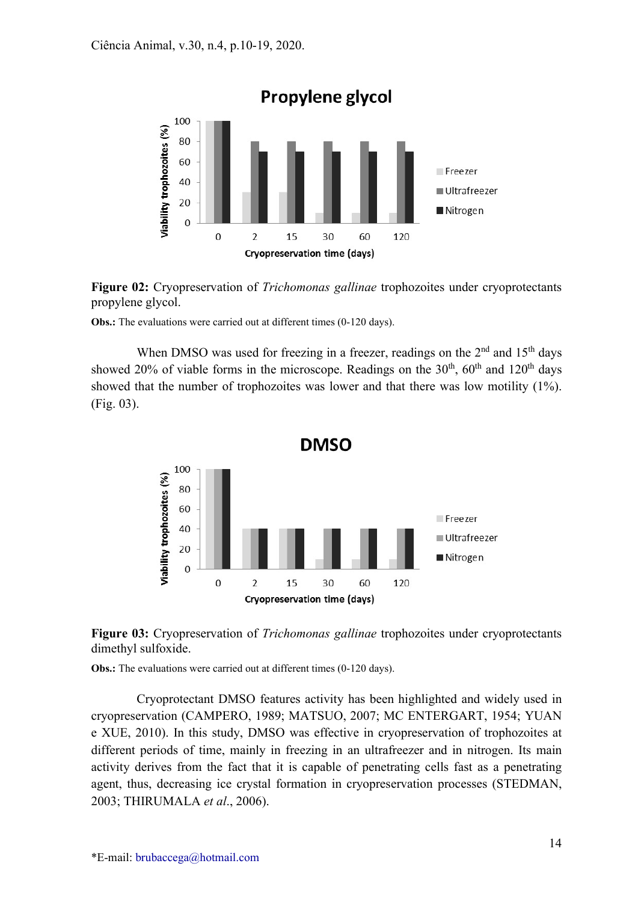**Figure 02:** Cryopreservation of *Trichomonas gallinae* trophozoites under cryoprotectants propylene glycol.

**Obs.:** The evaluations were carried out at different times (0-120 days).

When DMSO was used for freezing in a freezer, readings on the 2nd and 15th days showed 20% of viable forms in the microscope. Readings on the 30th, 60th and 120th days showed that the number of trophozoites was lower and that there was low motility (1%). (Fig. 03).

**Figure 03:** Cryopreservation of *Trichomonas gallinae* trophozoites under cryoprotectants dimethyl sulfoxide.

**Obs.:** The evaluations were carried out at different times (0-120 days).

Cryoprotectant DMSO features activity has been highlighted and widely used in cryopreservation (CAMPERO, 1989; MATSUO, 2007; MC ENTERGART, 1954; YUAN e XUE, 2010). In this study, DMSO was effective in cryopreservation of trophozoites at different periods of time, mainly in freezing in an ultrafreezer and in nitrogen. Its main activity derives from the fact that it is capable of penetrating cells fast as a penetrating agent, thus, decreasing ice crystal formation in cryopreservation processes (STEDMAN, 2003; THIRUMALA *et al*., 2006).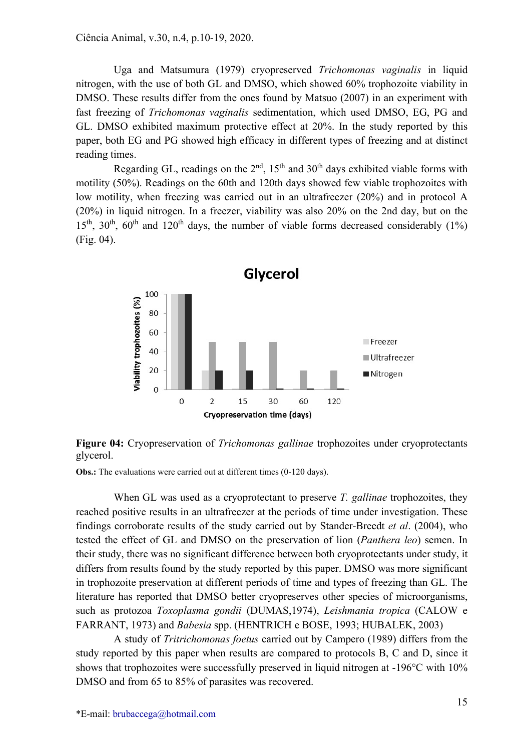Uga and Matsumura (1979) cryopreserved *Trichomonas vaginalis* in liquid nitrogen, with the use of both GL and DMSO, which showed 60% trophozoite viability in DMSO. These results differ from the ones found by Matsuo (2007) in an experiment with fast freezing of *Trichomonas vaginalis* sedimentation, which used DMSO, EG, PG and GL. DMSO exhibited maximum protective effect at 20%. In the study reported by this paper, both EG and PG showed high efficacy in different types of freezing and at distinct reading times.

Regarding GL, readings on the 2nd, 15th and 30th days exhibited viable forms with motility (50%). Readings on the 60th and 120th days showed few viable trophozoites with low motility, when freezing was carried out in an ultrafreezer (20%) and in protocol A (20%) in liquid nitrogen. In a freezer, viability was also 20% on the 2nd day, but on the 15th, 30th, 60th and 120th days, the number of viable forms decreased considerably (1%) (Fig. 04).

**Figure 04:** Cryopreservation of *Trichomonas gallinae* trophozoites under cryoprotectants glycerol.

**Obs.:** The evaluations were carried out at different times (0-120 days).

When GL was used as a cryoprotectant to preserve *T. gallinae* trophozoites, they reached positive results in an ultrafreezer at the periods of time under investigation. These findings corroborate results of the study carried out by Stander-Breedt *et al*. (2004), who tested the effect of GL and DMSO on the preservation of lion (*Panthera leo*) semen. In their study, there was no significant difference between both cryoprotectants under study, it differs from results found by the study reported by this paper. DMSO was more significant in trophozoite preservation at different periods of time and types of freezing than GL. The literature has reported that DMSO better cryopreserves other species of microorganisms, such as protozoa *Toxoplasma gondii* (DUMAS,1974), *Leishmania tropica* (CALOW e FARRANT, 1973) and *Babesia* spp. (HENTRICH e BOSE, 1993; HUBALEK, 2003)

A study of *Tritrichomonas foetus* carried out by Campero (1989) differs from the study reported by this paper when results are compared to protocols B, C and D, since it shows that trophozoites were successfully preserved in liquid nitrogen at -196°C with 10% DMSO and from 65 to 85% of parasites was recovered.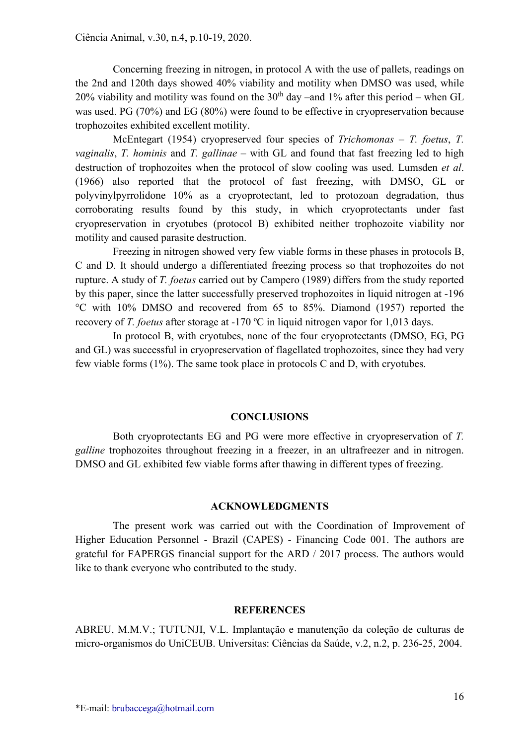Concerning freezing in nitrogen, in protocol A with the use of pallets, readings on the 2nd and 120th days showed 40% viability and motility when DMSO was used, while 20% viability and motility was found on the $30^{th}$ day –and 1% after this period – when GL was used. PG (70%) and EG (80%) were found to be effective in cryopreservation because trophozoites exhibited excellent motility.

McEntegart (1954) cryopreserved four species of *Trichomonas* – *T. foetus*, *T. vaginalis*, *T. hominis* and *T. gallinae* – with GL and found that fast freezing led to high destruction of trophozoites when the protocol of slow cooling was used. Lumsden *et al*. (1966) also reported that the protocol of fast freezing, with DMSO, GL or polyvinylpyrrolidone 10% as a cryoprotectant, led to protozoan degradation, thus corroborating results found by this study, in which cryoprotectants under fast cryopreservation in cryotubes (protocol B) exhibited neither trophozoite viability nor motility and caused parasite destruction.

Freezing in nitrogen showed very few viable forms in these phases in protocols B, C and D. It should undergo a differentiated freezing process so that trophozoites do not rupture. A study of *T. foetus* carried out by Campero (1989) differs from the study reported by this paper, since the latter successfully preserved trophozoites in liquid nitrogen at -196 °C with 10% DMSO and recovered from 65 to 85%. Diamond (1957) reported the recovery of *T. foetus* after storage at -170 ºC in liquid nitrogen vapor for 1,013 days.

In protocol B, with cryotubes, none of the four cryoprotectants (DMSO, EG, PG and GL) was successful in cryopreservation of flagellated trophozoites, since they had very few viable forms (1%). The same took place in protocols C and D, with cryotubes.

## CONCLUSIONS

Both cryoprotectants EG and PG were more effective in cryopreservation of *T. galline* trophozoites throughout freezing in a freezer, in an ultrafreezer and in nitrogen. DMSO and GL exhibited few viable forms after thawing in different types of freezing.

## ACKNOWLEDGMENTS

The present work was carried out with the Coordination of Improvement of Higher Education Personnel - Brazil (CAPES) - Financing Code 001. The authors are grateful for FAPERGS financial support for the ARD / 2017 process. The authors would like to thank everyone who contributed to the study.

## REFERENCES

ABREU, M.M.V.; TUTUNJI, V.L. Implantação e manutenção da coleção de culturas de micro-organismos do UniCEUB. Universitas: Ciências da Saúde, v.2, n.2, p. 236-25, 2004.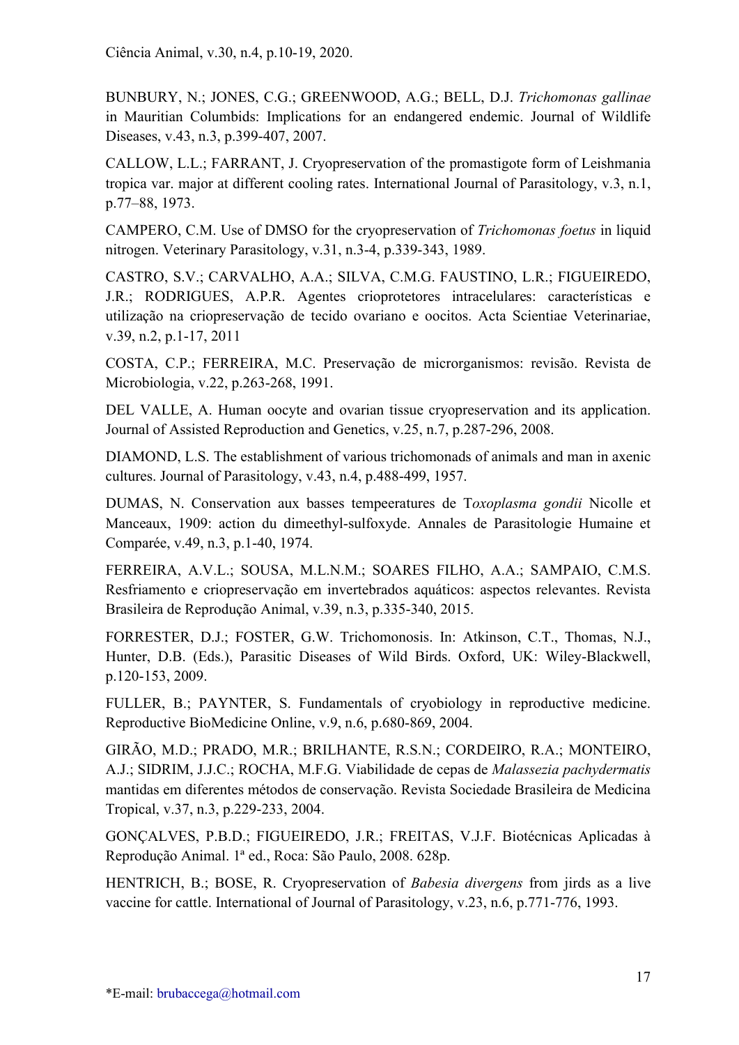BUNBURY, N.; JONES, C.G.; GREENWOOD, A.G.; BELL, D.J. *Trichomonas gallinae* in Mauritian Columbids: Implications for an endangered endemic. Journal of Wildlife Diseases, v.43, n.3, p.399-407, 2007.

CALLOW, L.L.; FARRANT, J. Cryopreservation of the promastigote form of Leishmania tropica var. major at different cooling rates. International Journal of Parasitology, v.3, n.1, p.77–88, 1973.

CAMPERO, C.M. Use of DMSO for the cryopreservation of *Trichomonas foetus* in liquid nitrogen. Veterinary Parasitology, v.31, n.3-4, p.339-343, 1989.

CASTRO, S.V.; CARVALHO, A.A.; SILVA, C.M.G. FAUSTINO, L.R.; FIGUEIREDO, J.R.; RODRIGUES, A.P.R. Agentes crioprotetores intracelulares: características e utilização na criopreservação de tecido ovariano e oocitos. Acta Scientiae Veterinariae, v.39, n.2, p.1-17, 2011

COSTA, C.P.; FERREIRA, M.C. Preservação de microrganismos: revisão. Revista de Microbiologia, v.22, p.263-268, 1991.

DEL VALLE, A. Human oocyte and ovarian tissue cryopreservation and its application. Journal of Assisted Reproduction and Genetics, v.25, n.7, p.287-296, 2008.

DIAMOND, L.S. The establishment of various trichomonads of animals and man in axenic cultures. Journal of Parasitology, v.43, n.4, p.488-499, 1957.

DUMAS, N. Conservation aux basses tempeeratures de T*oxoplasma gondii* Nicolle et Manceaux, 1909: action du dimeethyl-sulfoxyde. Annales de Parasitologie Humaine et Comparée, v.49, n.3, p.1-40, 1974.

FERREIRA, A.V.L.; SOUSA, M.L.N.M.; SOARES FILHO, A.A.; SAMPAIO, C.M.S. Resfriamento e criopreservação em invertebrados aquáticos: aspectos relevantes. Revista Brasileira de Reprodução Animal, v.39, n.3, p.335-340, 2015.

FORRESTER, D.J.; FOSTER, G.W. Trichomonosis. In: Atkinson, C.T., Thomas, N.J., Hunter, D.B. (Eds.), Parasitic Diseases of Wild Birds. Oxford, UK: Wiley-Blackwell, p.120-153, 2009.

FULLER, B.; PAYNTER, S. Fundamentals of cryobiology in reproductive medicine. Reproductive BioMedicine Online, v.9, n.6, p.680-869, 2004.

GIRÃO, M.D.; PRADO, M.R.; BRILHANTE, R.S.N.; CORDEIRO, R.A.; MONTEIRO, A.J.; SIDRIM, J.J.C.; ROCHA, M.F.G. Viabilidade de cepas de *Malassezia pachydermatis* mantidas em diferentes métodos de conservação. Revista Sociedade Brasileira de Medicina Tropical, v.37, n.3, p.229-233, 2004.

GONÇALVES, P.B.D.; FIGUEIREDO, J.R.; FREITAS, V.J.F. Biotécnicas Aplicadas à Reprodução Animal. 1ª ed., Roca: São Paulo, 2008. 628p.

HENTRICH, B.; BOSE, R. Cryopreservation of *Babesia divergens* from jirds as a live vaccine for cattle. International of Journal of Parasitology, v.23, n.6, p.771-776, 1993.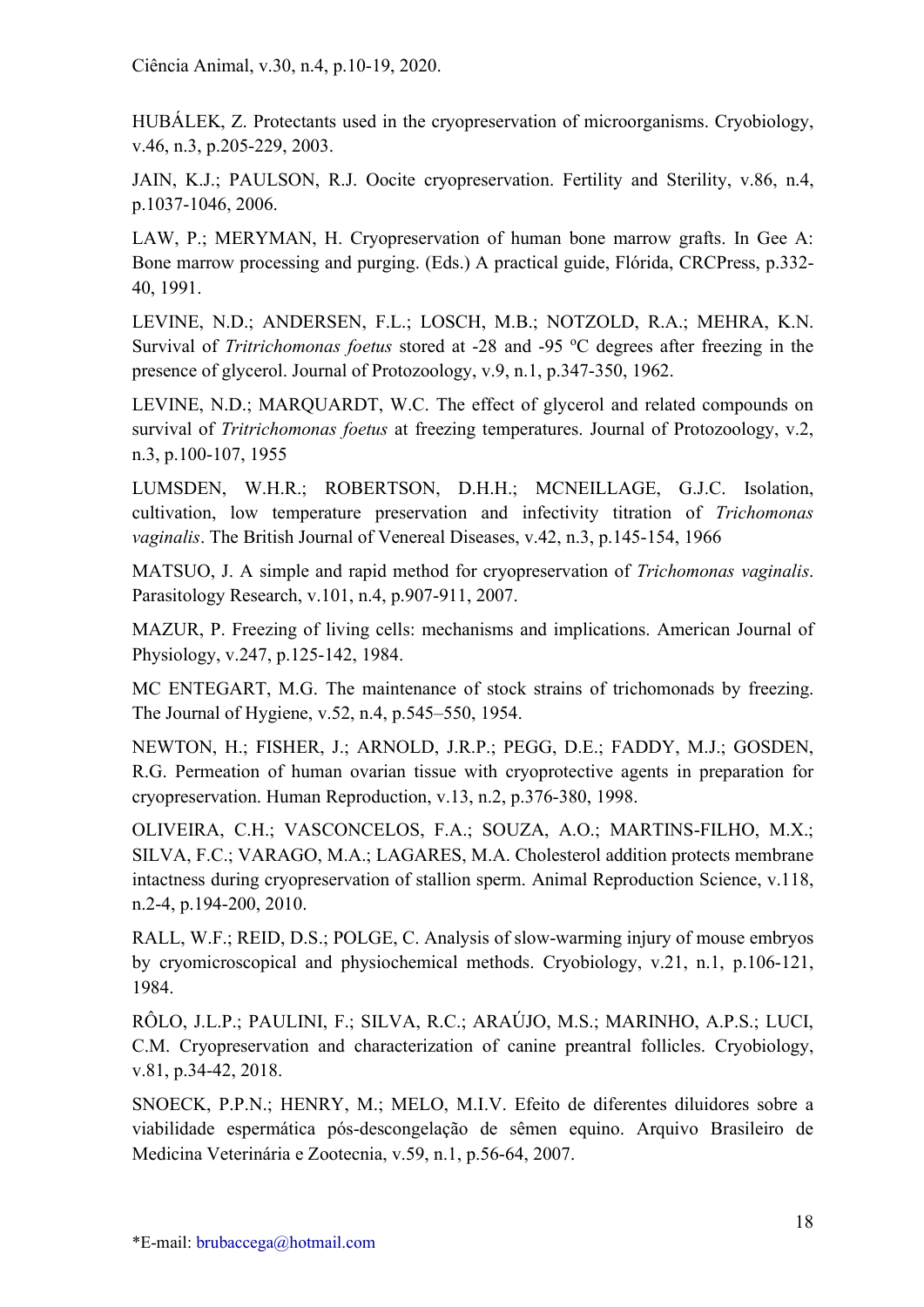HUBÁLEK, Z. Protectants used in the cryopreservation of microorganisms. Cryobiology, v.46, n.3, p.205-229, 2003.

JAIN, K.J.; PAULSON, R.J. Oocite cryopreservation. Fertility and Sterility, v.86, n.4, p.1037-1046, 2006.

LAW, P.; MERYMAN, H. Cryopreservation of human bone marrow grafts. In Gee A: Bone marrow processing and purging. (Eds.) A practical guide, Flórida, CRCPress, p.332-40, 1991.

LEVINE, N.D.; ANDERSEN, F.L.; LOSCH, M.B.; NOTZOLD, R.A.; MEHRA, K.N. Survival of *Tritrichomonas foetus* stored at -28 and -95 ºC degrees after freezing in the presence of glycerol. Journal of Protozoology, v.9, n.1, p.347-350, 1962.

LEVINE, N.D.; MARQUARDT, W.C. The effect of glycerol and related compounds on survival of *Tritrichomonas foetus* at freezing temperatures. Journal of Protozoology, v.2, n.3, p.100-107, 1955

LUMSDEN, W.H.R.; ROBERTSON, D.H.H.; MCNEILLAGE, G.J.C. Isolation, cultivation, low temperature preservation and infectivity titration of *Trichomonas vaginalis*. The British Journal of Venereal Diseases, v.42, n.3, p.145-154, 1966

MATSUO, J. A simple and rapid method for cryopreservation of *Trichomonas vaginalis*. Parasitology Research, v.101, n.4, p.907-911, 2007.

MAZUR, P. Freezing of living cells: mechanisms and implications. American Journal of Physiology, v.247, p.125-142, 1984.

MC ENTEGART, M.G. The maintenance of stock strains of trichomonads by freezing. The Journal of Hygiene, v.52, n.4, p.545–550, 1954.

NEWTON, H.; FISHER, J.; ARNOLD, J.R.P.; PEGG, D.E.; FADDY, M.J.; GOSDEN, R.G. Permeation of human ovarian tissue with cryoprotective agents in preparation for cryopreservation. Human Reproduction, v.13, n.2, p.376-380, 1998.

OLIVEIRA, C.H.; VASCONCELOS, F.A.; SOUZA, A.O.; MARTINS-FILHO, M.X.; SILVA, F.C.; VARAGO, M.A.; LAGARES, M.A. Cholesterol addition protects membrane intactness during cryopreservation of stallion sperm. Animal Reproduction Science, v.118, n.2-4, p.194-200, 2010.

RALL, W.F.; REID, D.S.; POLGE, C. Analysis of slow-warming injury of mouse embryos by cryomicroscopical and physiochemical methods. Cryobiology, v.21, n.1, p.106-121, 1984.

RÔLO, J.L.P.; PAULINI, F.; SILVA, R.C.; ARAÚJO, M.S.; MARINHO, A.P.S.; LUCI, C.M. Cryopreservation and characterization of canine preantral follicles. Cryobiology, v.81, p.34-42, 2018.

SNOECK, P.P.N.; HENRY, M.; MELO, M.I.V. Efeito de diferentes diluidores sobre a viabilidade espermática pós-descongelação de sêmen equino. Arquivo Brasileiro de Medicina Veterinária e Zootecnia, v.59, n.1, p.56-64, 2007.

*E-mail: brubaccega@hotmail.com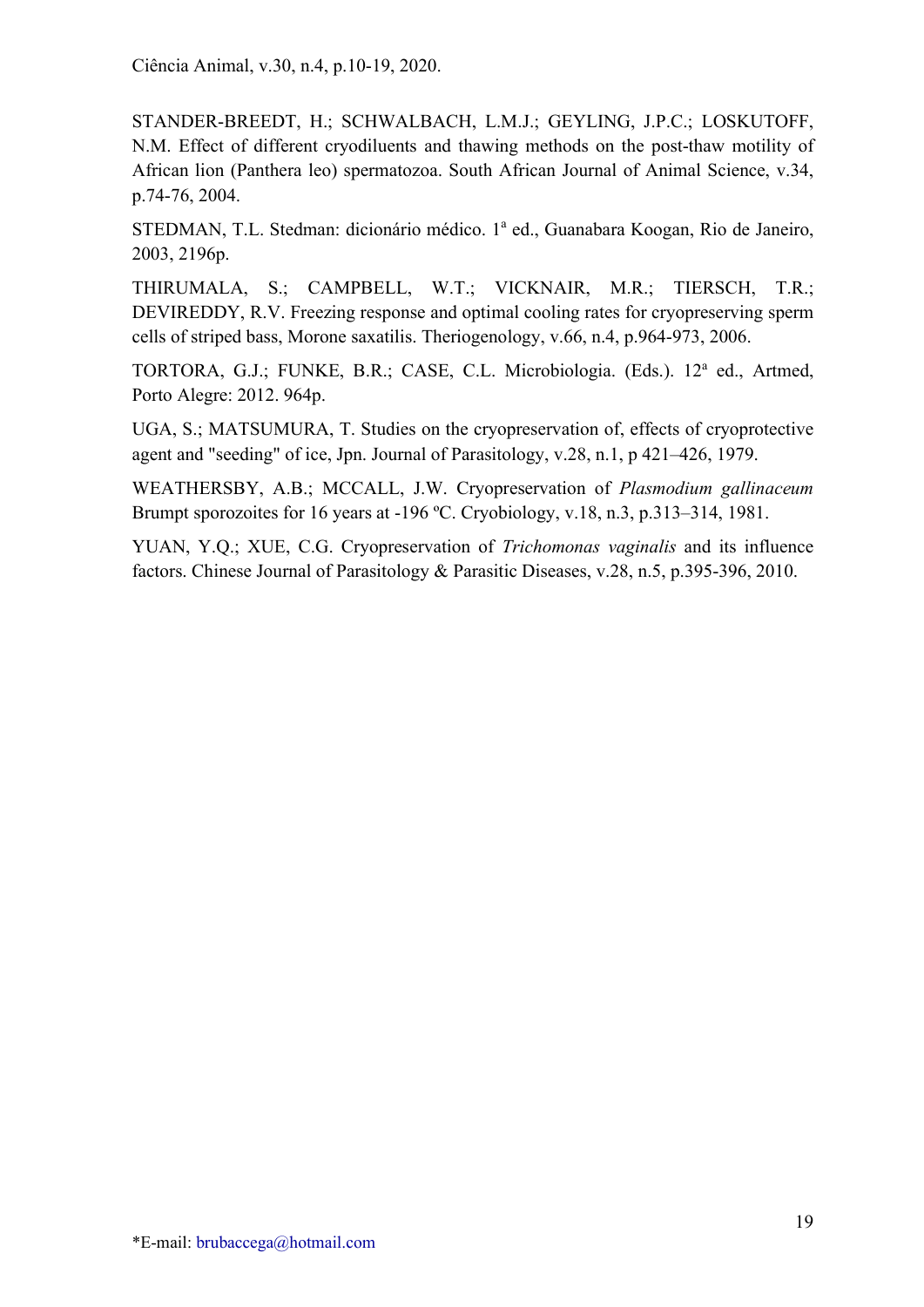STANDER-BREEDT, H.; SCHWALBACH, L.M.J.; GEYLING, J.P.C.; LOSKUTOFF, N.M. Effect of different cryodiluents and thawing methods on the post-thaw motility of African lion (Panthera leo) spermatozoa. South African Journal of Animal Science, v.34, p.74-76, 2004.

STEDMAN, T.L. Stedman: dicionário médico. 1ª ed., Guanabara Koogan, Rio de Janeiro, 2003, 2196p.

THIRUMALA, S.; CAMPBELL, W.T.; VICKNAIR, M.R.; TIERSCH, T.R.; DEVIREDDY, R.V. Freezing response and optimal cooling rates for cryopreserving sperm cells of striped bass, Morone saxatilis. Theriogenology, v.66, n.4, p.964-973, 2006.

TORTORA, G.J.; FUNKE, B.R.; CASE, C.L. Microbiologia. (Eds.). 12ª ed., Artmed, Porto Alegre: 2012. 964p.

UGA, S.; MATSUMURA, T. Studies on the cryopreservation of, effects of cryoprotective agent and "seeding" of ice, Jpn. Journal of Parasitology, v.28, n.1, p 421–426, 1979.

WEATHERSBY, A.B.; MCCALL, J.W. Cryopreservation of *Plasmodium gallinaceum* Brumpt sporozoites for 16 years at -196 ºC. Cryobiology, v.18, n.3, p.313–314, 1981.

YUAN, Y.Q.; XUE, C.G. Cryopreservation of *Trichomonas vaginalis* and its influence factors. Chinese Journal of Parasitology & Parasitic Diseases, v.28, n.5, p.395-396, 2010.

*E-mail: brubaccega@hotmail.com